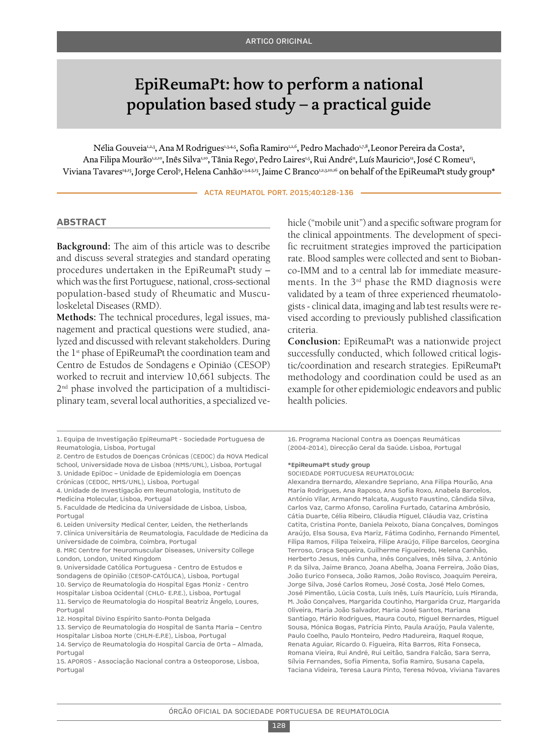ARTIGO ORIGINAL

# EpiReumaPt: how to perform a national population based study – a practical guide

Nélia Gouveia[1,2,3], Ana M Rodrigues[1,3,4,5], Sofia Ramiro[1,2,6], Pedro Machado[1,7,8], Leonor Pereira da Costa[9], Ana Filipa Mourão[1,2,10], Inês Silva[1,10], Tânia Rego[1], Pedro Laires[1,5], Rui André[11], Luís Mauricio[12], José C Romeu[13], Viviana Tavares[14,15], Jorge Cerol[9], Helena Canhão[1,3,4,5,13], Jaime C Branco[1,2,3,10,16] on behalf of the EpiReumaPt study group*

## ABSTRACT

**Background:** The aim of this article was to describe and discuss several strategies and standard operating procedures undertaken in the EpiReumaPt study – which was the first Portuguese, national, cross-sectional population-based study of Rheumatic and Musculoskeletal Diseases (RMD).

**Methods:** The technical procedures, legal issues, management and practical questions were studied, analyzed and discussed with relevant stakeholders. During the 1st phase of EpiReumaPt the coordination team and Centro de Estudos de Sondagens e Opinião (CESOP) worked to recruit and interview 10,661 subjects. The 2nd phase involved the participation of a multidisciplinary team, several local authorities, a specialized vehicle ("mobile unit") and a specific software program for the clinical appointments. The development of specific recruitment strategies improved the participation rate. Blood samples were collected and sent to Biobanco-IMM and to a central lab for immediate measurements. In the 3rd phase the RMD diagnosis were validated by a team of three experienced rheumatologists - clinical data, imaging and lab test results were revised according to previously published classification criteria.

**Conclusion:** EpiReumaPt was a nationwide project successfully conducted, which followed critical logistic/coordination and research strategies. EpiReumaPt methodology and coordination could be used as an example for other epidemiologic endeavors and public health policies.

1. Equipa de Investigação EpiReumaPt - Sociedade Portuguesa de Reumatologia, Lisboa, Portugal
2. Centro de Estudos de Doenças Crónicas (CEDOC) da NOVA Medical School, Universidade Nova de Lisboa (NMS/UNL), Lisboa, Portugal
3. Unidade EpiDoc – Unidade de Epidemiologia em Doenças Crónicas (CEDOC, NMS/UNL), Lisboa, Portugal
4. Unidade de Investigação em Reumatologia, Instituto de Medicina Molecular, Lisboa, Portugal
5. Faculdade de Medicina da Universidade de Lisboa, Lisboa, Portugal
6. Leiden University Medical Center, Leiden, the Netherlands
7. Clínica Universitária de Reumatologia, Faculdade de Medicina da Universidade de Coimbra, Coimbra, Portugal
8. MRC Centre for Neuromuscular Diseases, University College London, London, United Kingdom
9. Universidade Católica Portuguesa - Centro de Estudos e Sondagens de Opinião (CESOP-CATÓLICA), Lisboa, Portugal
10. Serviço de Reumatologia do Hospital Egas Moniz - Centro Hospitalar Lisboa Ocidental (CHLO- E.P.E.), Lisboa, Portugal
11. Serviço de Reumatologia do Hospital Beatriz Ângelo, Loures, Portugal
12. Hospital Divino Espírito Santo-Ponta Delgada
13. Serviço de Reumatologia do Hospital de Santa Maria – Centro Hospitalar Lisboa Norte (CHLN-E.P.E), Lisboa, Portugal
14. Serviço de Reumatologia do Hospital Garcia de Orta – Almada, Portugal
15. APOROS - Associação Nacional contra a Osteoporose, Lisboa, Portugal
16. Programa Nacional Contra as Doenças Reumáticas (2004-2014), Direcção Geral da Saúde. Lisboa, Portugal

**\*EpiReumaPt study group**

SOCIEDADE PORTUGUESA REUMATOLOGIA:
Alexandra Bernardo, Alexandre Sepriano, Ana Filipa Mourão, Ana Maria Rodrigues, Ana Raposo, Ana Sofia Roxo, Anabela Barcelos, António Vilar, Armando Malcata, Augusto Faustino, Cândida Silva, Carlos Vaz, Carmo Afonso, Carolina Furtado, Catarina Ambrósio, Cátia Duarte, Célia Ribeiro, Cláudia Miguel, Cláudia Vaz, Cristina Catita, Cristina Ponte, Daniela Peixoto, Diana Gonçalves, Domingos Araújo, Elsa Sousa, Eva Mariz, Fátima Godinho, Fernando Pimentel, Filipa Ramos, Filipa Teixeira, Filipe Araújo, Filipe Barcelos, Georgina Terroso, Graça Sequeira, Guilherme Figueiredo, Helena Canhão, Herberto Jesus, Inês Cunha, Inês Gonçalves, Inês Silva, J. António P. da Silva, Jaime Branco, Joana Abelha, Joana Ferreira, João Dias, João Eurico Fonseca, João Ramos, João Rovisco, Joaquim Pereira, Jorge Silva, José Carlos Romeu, José Costa, José Melo Gomes, José Pimentão, Lúcia Costa, Luís Inês, Luís Maurício, Luís Miranda, M. João Gonçalves, Margarida Coutinho, Margarida Cruz, Margarida Oliveira, Maria João Salvador, Maria José Santos, Mariana Santiago, Mário Rodrigues, Maura Couto, Miguel Bernardes, Miguel Sousa, Mónica Bogas, Patrícia Pinto, Paula Araújo, Paula Valente, Paulo Coelho, Paulo Monteiro, Pedro Madureira, Raquel Roque, Renata Aguiar, Ricardo O. Figueira, Rita Barros, Rita Fonseca, Romana Vieira, Rui André, Rui Leitão, Sandra Falcão, Sara Serra, Sílvia Fernandes, Sofia Pimenta, Sofia Ramiro, Susana Capela, Taciana Videira, Teresa Laura Pinto, Teresa Nóvoa, Viviana Tavares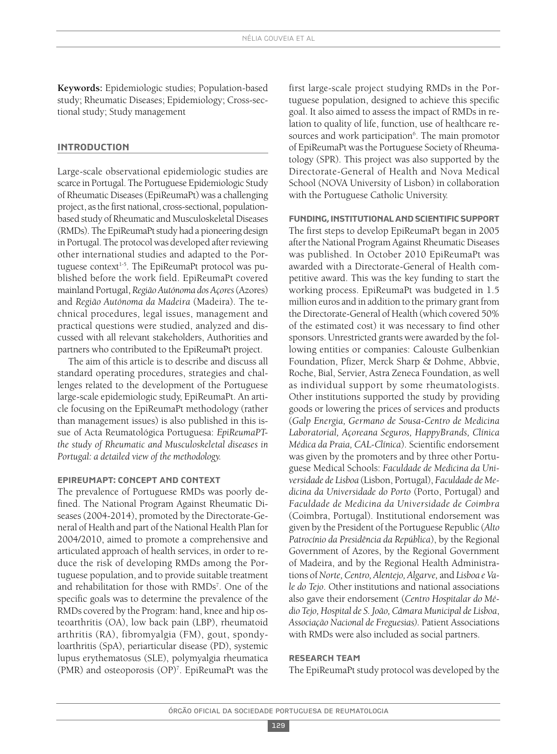**Keywords:** Epidemiologic studies; Population-based study; Rheumatic Diseases; Epidemiology; Cross-sectional study; Study management

## INTRODUCTION

Large-scale observational epidemiologic studies are scarce in Portugal. The Portuguese Epidemiologic Study of Rheumatic Diseases (EpiReumaPt) was a challenging project, as the first national, cross-sectional, population-based study of Rheumatic and Musculoskeletal Diseases (RMDs). The EpiReumaPt study had a pioneering design in Portugal. The protocol was developed after reviewing other international studies and adapted to the Portuguese context[1-5]. The EpiReumaPt protocol was published before the work field. EpiReumaPt covered mainland Portugal, *Região Autónoma dos Açores* (Azores) and *Região Autónoma da Madeira* (Madeira). The technical procedures, legal issues, management and practical questions were studied, analyzed and discussed with all relevant stakeholders, Authorities and partners who contributed to the EpiReumaPt project.

The aim of this article is to describe and discuss all standard operating procedures, strategies and challenges related to the development of the Portuguese large-scale epidemiologic study, EpiReumaPt. An article focusing on the EpiReumaPt methodology (rather than management issues) is also published in this issue of Acta Reumatológica Portuguesa: *EpiReumaPT-the study of Rheumatic and Musculoskeletal diseases in Portugal: a detailed view of the methodology.*

### EPIREUMAPT: CONCEPT AND CONTEXT

The prevalence of Portuguese RMDs was poorly defined. The National Program Against Rheumatic Diseases (2004-2014), promoted by the Directorate-General of Health and part of the National Health Plan for 2004/2010, aimed to promote a comprehensive and articulated approach of health services, in order to reduce the risk of developing RMDs among the Portuguese population, and to provide suitable treatment and rehabilitation for those with RMDs[7]. One of the specific goals was to determine the prevalence of the RMDs covered by the Program: hand, knee and hip osteoarthritis (OA), low back pain (LBP), rheumatoid arthritis (RA), fibromyalgia (FM), gout, spondyloarthritis (SpA), periarticular disease (PD), systemic lupus erythematosus (SLE), polymyalgia rheumatica (PMR) and osteoporosis (OP)[7]. EpiReumaPt was the first large-scale project studying RMDs in the Portuguese population, designed to achieve this specific goal. It also aimed to assess the impact of RMDs in relation to quality of life, function, use of healthcare resources and work participation[6]. The main promotor of EpiReumaPt was the Portuguese Society of Rheumatology (SPR). This project was also supported by the Directorate-General of Health and Nova Medical School (NOVA University of Lisbon) in collaboration with the Portuguese Catholic University.

### FUNDING, INSTITUTIONAL AND SCIENTIFIC SUPPORT

The first steps to develop EpiReumaPt began in 2005 after the National Program Against Rheumatic Diseases was published. In October 2010 EpiReumaPt was awarded with a Directorate-General of Health competitive award. This was the key funding to start the working process. EpiReumaPt was budgeted in 1.5 million euros and in addition to the primary grant from the Directorate-General of Health (which covered 50% of the estimated cost) it was necessary to find other sponsors. Unrestricted grants were awarded by the following entities or companies: Calouste Gulbenkian Foundation, Pfizer, Merck Sharp & Dohme, Abbvie, Roche, Bial, Servier, Astra Zeneca Foundation, as well as individual support by some rheumatologists. Other institutions supported the study by providing goods or lowering the prices of services and products (*Galp Energia, Germano de Sousa-Centro de Medicina Laboratorial, Açoreana Seguros, HappyBrands, Clínica Médica da Praia, CAL-Clínica*). Scientific endorsement was given by the promoters and by three other Portuguese Medical Schools: *Faculdade de Medicina da Universidade de Lisboa* (Lisbon, Portugal), *Faculdade de Medicina da Universidade do Porto* (Porto, Portugal) and *Faculdade de Medicina da Universidade de Coimbra* (Coimbra, Portugal). Institutional endorsement was given by the President of the Portuguese Republic (*Alto Patrocínio da Presidência da República*), by the Regional Government of Azores, by the Regional Government of Madeira, and by the Regional Health Administrations of *Norte, Centro, Alentejo, Algarve,* and *Lisboa e Vale do Tejo*. Other institutions and national associations also gave their endorsement (*Centro Hospitalar do Médio Tejo, Hospital de S. João, Câmara Municipal de Lisboa, Associação Nacional de Freguesias).* Patient Associations with RMDs were also included as social partners.

### RESEARCH TEAM

The EpiReumaPt study protocol was developed by the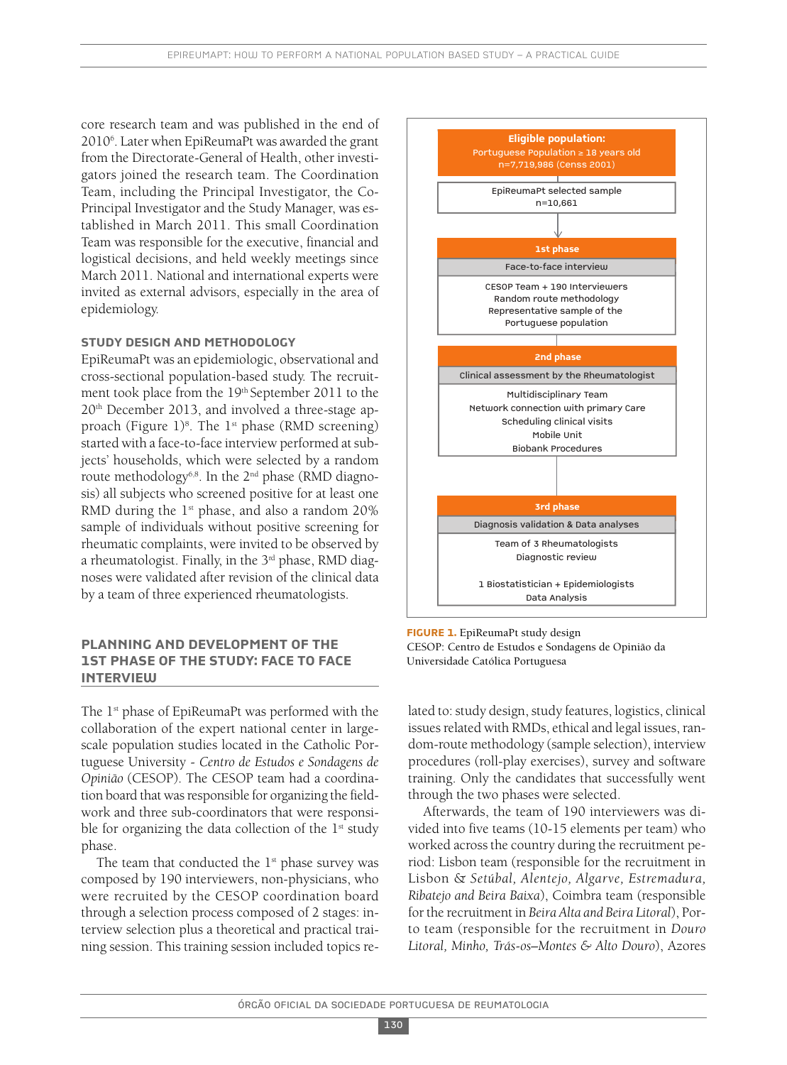core research team and was published in the end of 2010[6]. Later when EpiReumaPt was awarded the grant from the Directorate-General of Health, other investigators joined the research team. The Coordination Team, including the Principal Investigator, the Co-Principal Investigator and the Study Manager, was established in March 2011. This small Coordination Team was responsible for the executive, financial and logistical decisions, and held weekly meetings since March 2011. National and international experts were invited as external advisors, especially in the area of epidemiology.

### STUDY DESIGN AND METHODOLOGY

EpiReumaPt was an epidemiologic, observational and cross-sectional population-based study. The recruitment took place from the 19th September 2011 to the 20th December 2013, and involved a three-stage approach (Figure 1)[8]. The 1st phase (RMD screening) started with a face-to-face interview performed at subjects' households, which were selected by a random route methodology[6,8]. In the 2nd phase (RMD diagnosis) all subjects who screened positive for at least one RMD during the 1st phase, and also a random 20% sample of individuals without positive screening for rheumatic complaints, were invited to be observed by a rheumatologist. Finally, in the 3rd phase, RMD diagnoses were validated after revision of the clinical data by a team of three experienced rheumatologists.

**Eligible population:**
Portuguese Population ≥ 18 years old
n=7,719,986 (Cens 2001)

EpiReumaPt selected sample
n=10,661

**1st phase**
Face-to-face interview
CESOP Team + 190 Interviewers
Random route methodology
Representative sample of the Portuguese population

**2nd phase**
Clinical assessment by the Rheumatologist
Multidisciplinary Team
Network connection with primary care
Scheduling clinical visits
Mobile Unit
Biobank Procedures

**3rd phase**
Diagnosis validation & Data analyses
Team of 3 Rheumatologists
Diagnostic review

1 Biostatistician + Epidemiologists
Data Analysis

**FIGURE 1.** EpiReumaPt study design
CESOP: Centro de Estudos e Sondagens de Opinião da Universidade Católica Portuguesa

## PLANNING AND DEVELOPMENT OF THE 1ST PHASE OF THE STUDY: FACE TO FACE INTERVIEW

The 1st phase of EpiReumaPt was performed with the collaboration of the expert national center in large-scale population studies located in the Catholic Portuguese University - *Centro de Estudos e Sondagens de Opinião* (CESOP). The CESOP team had a coordination board that was responsible for organizing the fieldwork and three sub-coordinators that were responsible for organizing the data collection of the 1st study phase.

The team that conducted the 1st phase survey was composed by 190 interviewers, non-physicians, who were recruited by the CESOP coordination board through a selection process composed of 2 stages: interview selection plus a theoretical and practical training session. This training session included topics related to: study design, study features, logistics, clinical issues related with RMDs, ethical and legal issues, random-route methodology (sample selection), interview procedures (roll-play exercises), survey and software training. Only the candidates that successfully went through the two phases were selected.

Afterwards, the team of 190 interviewers was divided into five teams (10-15 elements per team) who worked across the country during the recruitment period: Lisbon team (responsible for the recruitment in Lisbon & *Setúbal, Alentejo, Algarve, Estremadura, Ribatejo and Beira Baixa*), Coimbra team (responsible for the recruitment in *Beira Alta and Beira Litoral*), Porto team (responsible for the recruitment in *Douro Litoral, Minho, Trás-os–Montes & Alto Douro*), Azores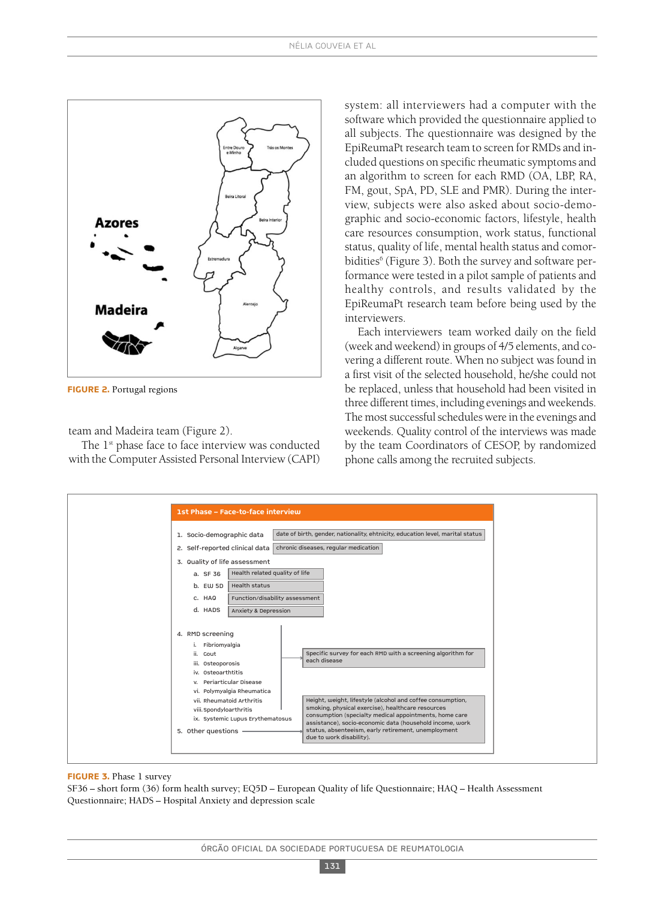**FIGURE 2.** Portugal regions

team and Madeira team (Figure 2).

The 1[st] phase face to face interview was conducted with the Computer Assisted Personal Interview (CAPI) system: all interviewers had a computer with the software which provided the questionnaire applied to all subjects. The questionnaire was designed by the EpiReumaPt research team to screen for RMDs and included questions on specific rheumatic symptoms and an algorithm to screen for each RMD (OA, LBP, RA, FM, gout, SpA, PD, SLE and PMR). During the interview, subjects were also asked about socio-demographic and socio-economic factors, lifestyle, health care resources consumption, work status, functional status, quality of life, mental health status and comorbidities[6] (Figure 3). Both the survey and software performance were tested in a pilot sample of patients and healthy controls, and results validated by the EpiReumaPt research team before being used by the interviewers.

Each interviewers team worked daily on the field (week and weekend) in groups of 4/5 elements, and covering a different route. When no subject was found in a first visit of the selected household, he/she could not be replaced, unless that household had been visited in three different times, including evenings and weekends. The most successful schedules were in the evenings and weekends. Quality control of the interviews was made by the team Coordinators of CESOP, by randomized phone calls among the recruited subjects.

**1st Phase – Face-to-face interview**

1. Socio-demographic data — date of birth, gender, nationality, ehtnicity, education level, marital status
2. Self-reported clinical data — chronic diseases, regular medication
3. Quality of life assessment
   - a. SF 36 — Health related quality of life
   - b. EW 5D — Health status
   - c. HAQ — Function/disability assessment
   - d. HADS — Anxiety & Depression
4. RMD screening — Specific survey for each RMD with a screening algorithm for each disease
   - i. Fibriomyalgia
   - ii. Gout
   - iii. Osteoporosis
   - iv. Osteoarthtitis
   - v. Periarticular Disease
   - vi. Polymyalgia Rheumatica
   - vii. Rheumatoid Arthritis
   - viii. Spondyloarthritis
   - ix. Systemic Lupus Erythematosus
5. Other questions — Height, weight, lifestyle (alcohol and coffee consumption, smoking, physical exercise), healthcare resources consumption (specialty medical appointments, home care assistance), socio-economic data (household income, work status, absenteeism, early retirement, unemployment due to work disability).

**FIGURE 3.** Phase 1 survey
SF36 – short form (36) form health survey; EQ5D – European Quality of life Questionnaire; HAQ – Health Assessment Questionnaire; HADS – Hospital Anxiety and depression scale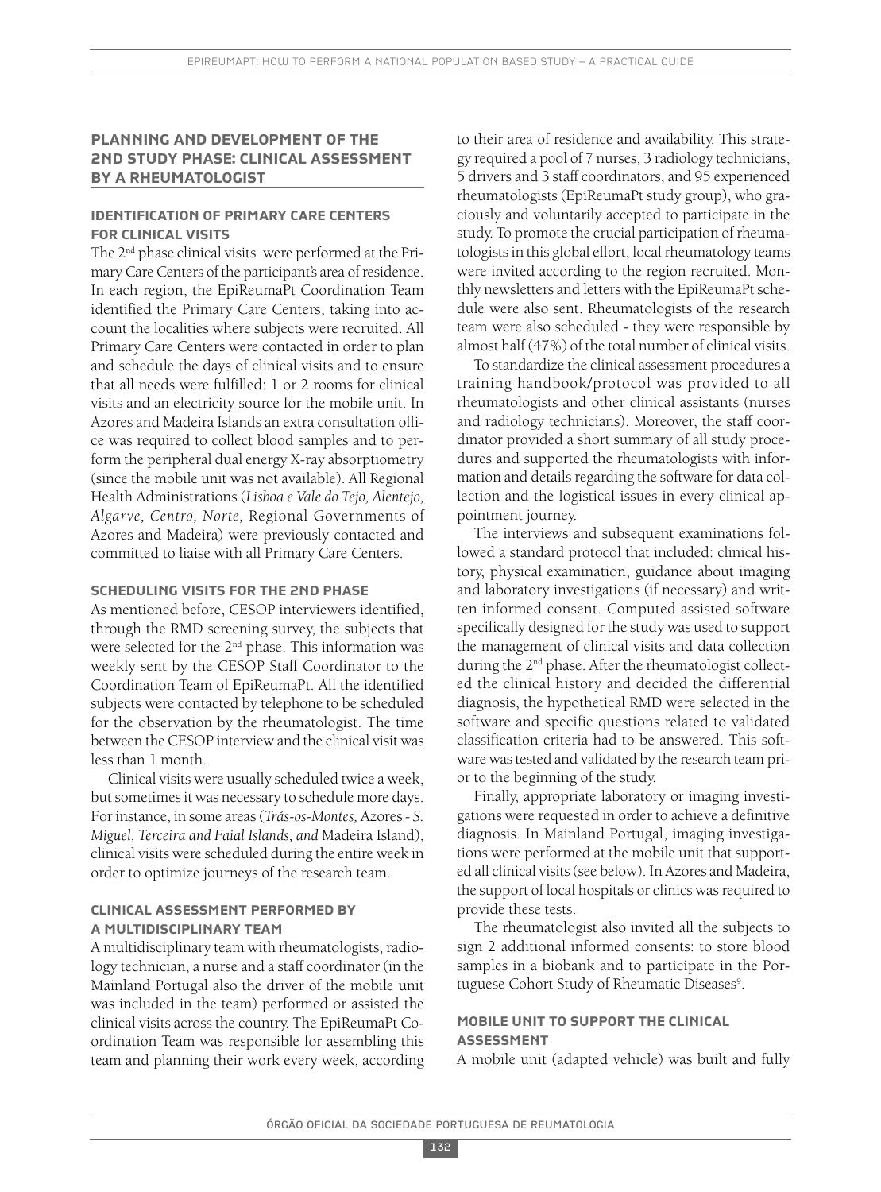## PLANNING AND DEVELOPMENT OF THE 2ND STUDY PHASE: CLINICAL ASSESSMENT BY A RHEUMATOLOGIST

### IDENTIFICATION OF PRIMARY CARE CENTERS FOR CLINICAL VISITS

The 2nd phase clinical visits were performed at the Primary Care Centers of the participant's area of residence. In each region, the EpiReumaPt Coordination Team identified the Primary Care Centers, taking into account the localities where subjects were recruited. All Primary Care Centers were contacted in order to plan and schedule the days of clinical visits and to ensure that all needs were fulfilled: 1 or 2 rooms for clinical visits and an electricity source for the mobile unit. In Azores and Madeira Islands an extra consultation office was required to collect blood samples and to perform the peripheral dual energy X-ray absorptiometry (since the mobile unit was not available). All Regional Health Administrations (*Lisboa e Vale do Tejo, Alentejo, Algarve, Centro, Norte,* Regional Governments of Azores and Madeira) were previously contacted and committed to liaise with all Primary Care Centers.

### SCHEDULING VISITS FOR THE 2ND PHASE

As mentioned before, CESOP interviewers identified, through the RMD screening survey, the subjects that were selected for the 2nd phase. This information was weekly sent by the CESOP Staff Coordinator to the Coordination Team of EpiReumaPt. All the identified subjects were contacted by telephone to be scheduled for the observation by the rheumatologist. The time between the CESOP interview and the clinical visit was less than 1 month.

Clinical visits were usually scheduled twice a week, but sometimes it was necessary to schedule more days. For instance, in some areas (*Trás-os-Montes,* Azores - *S. Miguel, Terceira and Faial Islands, and* Madeira Island), clinical visits were scheduled during the entire week in order to optimize journeys of the research team.

### CLINICAL ASSESSMENT PERFORMED BY A MULTIDISCIPLINARY TEAM

A multidisciplinary team with rheumatologists, radiology technician, a nurse and a staff coordinator (in the Mainland Portugal also the driver of the mobile unit was included in the team) performed or assisted the clinical visits across the country. The EpiReumaPt Coordination Team was responsible for assembling this team and planning their work every week, according to their area of residence and availability. This strategy required a pool of 7 nurses, 3 radiology technicians, 5 drivers and 3 staff coordinators, and 95 experienced rheumatologists (EpiReumaPt study group), who graciously and voluntarily accepted to participate in the study. To promote the crucial participation of rheumatologists in this global effort, local rheumatology teams were invited according to the region recruited. Monthly newsletters and letters with the EpiReumaPt schedule were also sent. Rheumatologists of the research team were also scheduled - they were responsible by almost half (47%) of the total number of clinical visits.

To standardize the clinical assessment procedures a training handbook/protocol was provided to all rheumatologists and other clinical assistants (nurses and radiology technicians). Moreover, the staff coordinator provided a short summary of all study procedures and supported the rheumatologists with information and details regarding the software for data collection and the logistical issues in every clinical appointment journey.

The interviews and subsequent examinations followed a standard protocol that included: clinical history, physical examination, guidance about imaging and laboratory investigations (if necessary) and written informed consent. Computed assisted software specifically designed for the study was used to support the management of clinical visits and data collection during the 2nd phase. After the rheumatologist collected the clinical history and decided the differential diagnosis, the hypothetical RMD were selected in the software and specific questions related to validated classification criteria had to be answered. This software was tested and validated by the research team prior to the beginning of the study.

Finally, appropriate laboratory or imaging investigations were requested in order to achieve a definitive diagnosis. In Mainland Portugal, imaging investigations were performed at the mobile unit that supported all clinical visits (see below). In Azores and Madeira, the support of local hospitals or clinics was required to provide these tests.

The rheumatologist also invited all the subjects to sign 2 additional informed consents: to store blood samples in a biobank and to participate in the Portuguese Cohort Study of Rheumatic Diseases[9].

### MOBILE UNIT TO SUPPORT THE CLINICAL ASSESSMENT

A mobile unit (adapted vehicle) was built and fully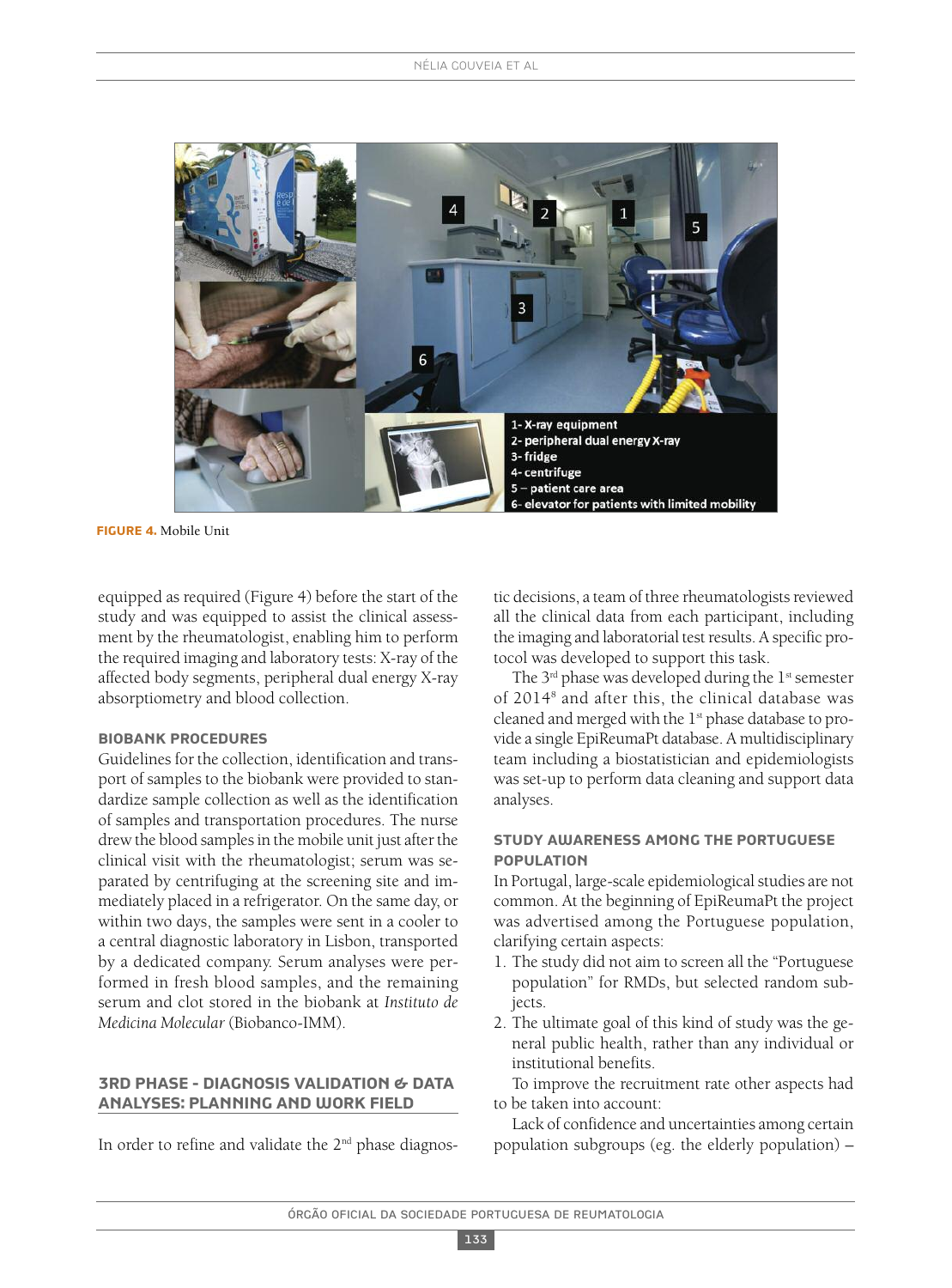1- X-ray equipment
2- peripheral dual energy X-ray
3- fridge
4- centrifuge
5 – patient care area
6- elevator for patients with limited mobility

**FIGURE 4.** Mobile Unit

equipped as required (Figure 4) before the start of the study and was equipped to assist the clinical assessment by the rheumatologist, enabling him to perform the required imaging and laboratory tests: X-ray of the affected body segments, peripheral dual energy X-ray absorptiometry and blood collection.

### BIOBANK PROCEDURES

Guidelines for the collection, identification and transport of samples to the biobank were provided to standardize sample collection as well as the identification of samples and transportation procedures. The nurse drew the blood samples in the mobile unit just after the clinical visit with the rheumatologist; serum was separated by centrifuging at the screening site and immediately placed in a refrigerator. On the same day, or within two days, the samples were sent in a cooler to a central diagnostic laboratory in Lisbon, transported by a dedicated company. Serum analyses were performed in fresh blood samples, and the remaining serum and clot stored in the biobank at *Instituto de Medicina Molecular* (Biobanco-IMM).

## 3RD PHASE - DIAGNOSIS VALIDATION & DATA ANALYSES: PLANNING AND WORK FIELD

In order to refine and validate the 2nd phase diagnostic decisions, a team of three rheumatologists reviewed all the clinical data from each participant, including the imaging and laboratorial test results. A specific protocol was developed to support this task.

The 3rd phase was developed during the 1st semester of 2014[8] and after this, the clinical database was cleaned and merged with the 1st phase database to provide a single EpiReumaPt database. A multidisciplinary team including a biostatistician and epidemiologists was set-up to perform data cleaning and support data analyses.

### STUDY AWARENESS AMONG THE PORTUGUESE POPULATION

In Portugal, large-scale epidemiological studies are not common. At the beginning of EpiReumaPt the project was advertised among the Portuguese population, clarifying certain aspects:

1. The study did not aim to screen all the "Portuguese population" for RMDs, but selected random subjects.
2. The ultimate goal of this kind of study was the general public health, rather than any individual or institutional benefits.

To improve the recruitment rate other aspects had to be taken into account:

Lack of confidence and uncertainties among certain population subgroups (eg. the elderly population) –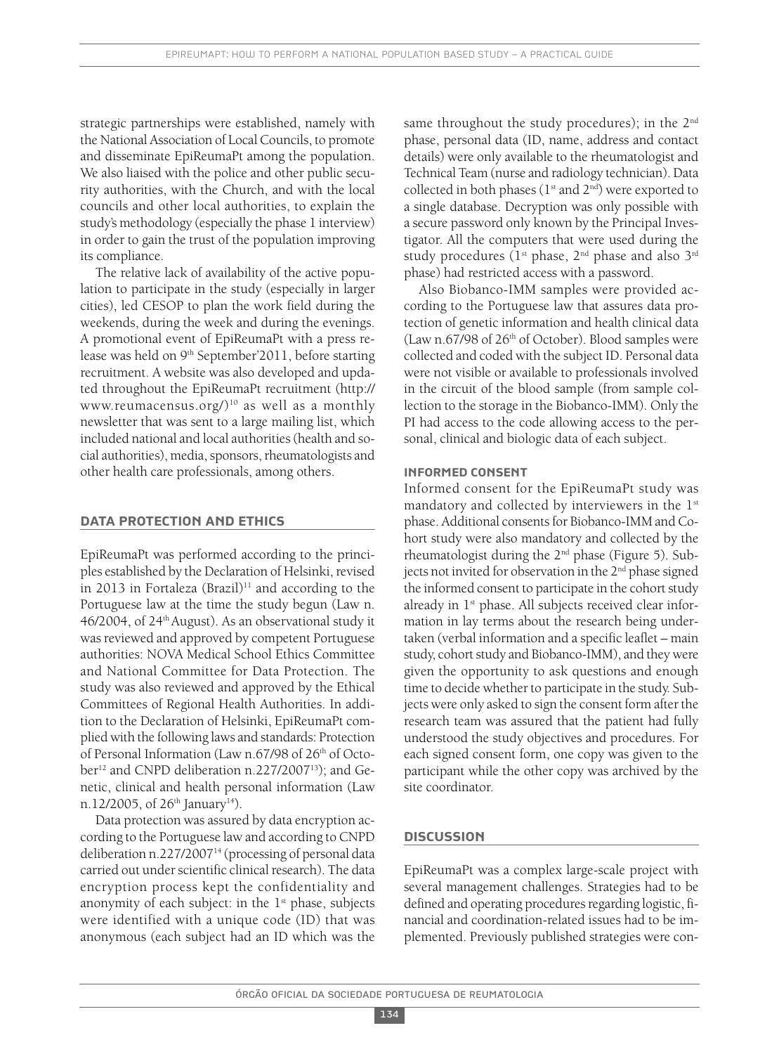strategic partnerships were established, namely with the National Association of Local Councils, to promote and disseminate EpiReumaPt among the population. We also liaised with the police and other public security authorities, with the Church, and with the local councils and other local authorities, to explain the study's methodology (especially the phase 1 interview) in order to gain the trust of the population improving its compliance.

The relative lack of availability of the active population to participate in the study (especially in larger cities), led CESOP to plan the work field during the weekends, during the week and during the evenings. A promotional event of EpiReumaPt with a press release was held on 9th September'2011, before starting recruitment. A website was also developed and updated throughout the EpiReumaPt recruitment (http://www.reumacensus.org/)[10] as well as a monthly newsletter that was sent to a large mailing list, which included national and local authorities (health and social authorities), media, sponsors, rheumatologists and other health care professionals, among others.

## DATA PROTECTION AND ETHICS

EpiReumaPt was performed according to the principles established by the Declaration of Helsinki, revised in 2013 in Fortaleza (Brazil)[11] and according to the Portuguese law at the time the study begun (Law n. 46/2004, of 24th August). As an observational study it was reviewed and approved by competent Portuguese authorities: NOVA Medical School Ethics Committee and National Committee for Data Protection. The study was also reviewed and approved by the Ethical Committees of Regional Health Authorities. In addition to the Declaration of Helsinki, EpiReumaPt complied with the following laws and standards: Protection of Personal Information (Law n.67/98 of 26th of October[12] and CNPD deliberation n.227/2007[13]); and Genetic, clinical and health personal information (Law n.12/2005, of 26th January[14]).

Data protection was assured by data encryption according to the Portuguese law and according to CNPD deliberation n.227/2007[14] (processing of personal data carried out under scientific clinical research). The data encryption process kept the confidentiality and anonymity of each subject: in the 1st phase, subjects were identified with a unique code (ID) that was anonymous (each subject had an ID which was the same throughout the study procedures); in the 2nd phase, personal data (ID, name, address and contact details) were only available to the rheumatologist and Technical Team (nurse and radiology technician). Data collected in both phases (1st and 2nd) were exported to a single database. Decryption was only possible with a secure password only known by the Principal Investigator. All the computers that were used during the study procedures (1st phase, 2nd phase and also 3rd phase) had restricted access with a password.

Also Biobanco-IMM samples were provided according to the Portuguese law that assures data protection of genetic information and health clinical data (Law n.67/98 of 26th of October). Blood samples were collected and coded with the subject ID. Personal data were not visible or available to professionals involved in the circuit of the blood sample (from sample collection to the storage in the Biobanco-IMM). Only the PI had access to the code allowing access to the personal, clinical and biologic data of each subject.

### INFORMED CONSENT

Informed consent for the EpiReumaPt study was mandatory and collected by interviewers in the 1st phase. Additional consents for Biobanco-IMM and Cohort study were also mandatory and collected by the rheumatologist during the 2nd phase (Figure 5). Subjects not invited for observation in the 2nd phase signed the informed consent to participate in the cohort study already in 1st phase. All subjects received clear information in lay terms about the research being undertaken (verbal information and a specific leaflet – main study, cohort study and Biobanco-IMM), and they were given the opportunity to ask questions and enough time to decide whether to participate in the study. Subjects were only asked to sign the consent form after the research team was assured that the patient had fully understood the study objectives and procedures. For each signed consent form, one copy was given to the participant while the other copy was archived by the site coordinator.

## DISCUSSION

EpiReumaPt was a complex large-scale project with several management challenges. Strategies had to be defined and operating procedures regarding logistic, financial and coordination-related issues had to be implemented. Previously published strategies were con-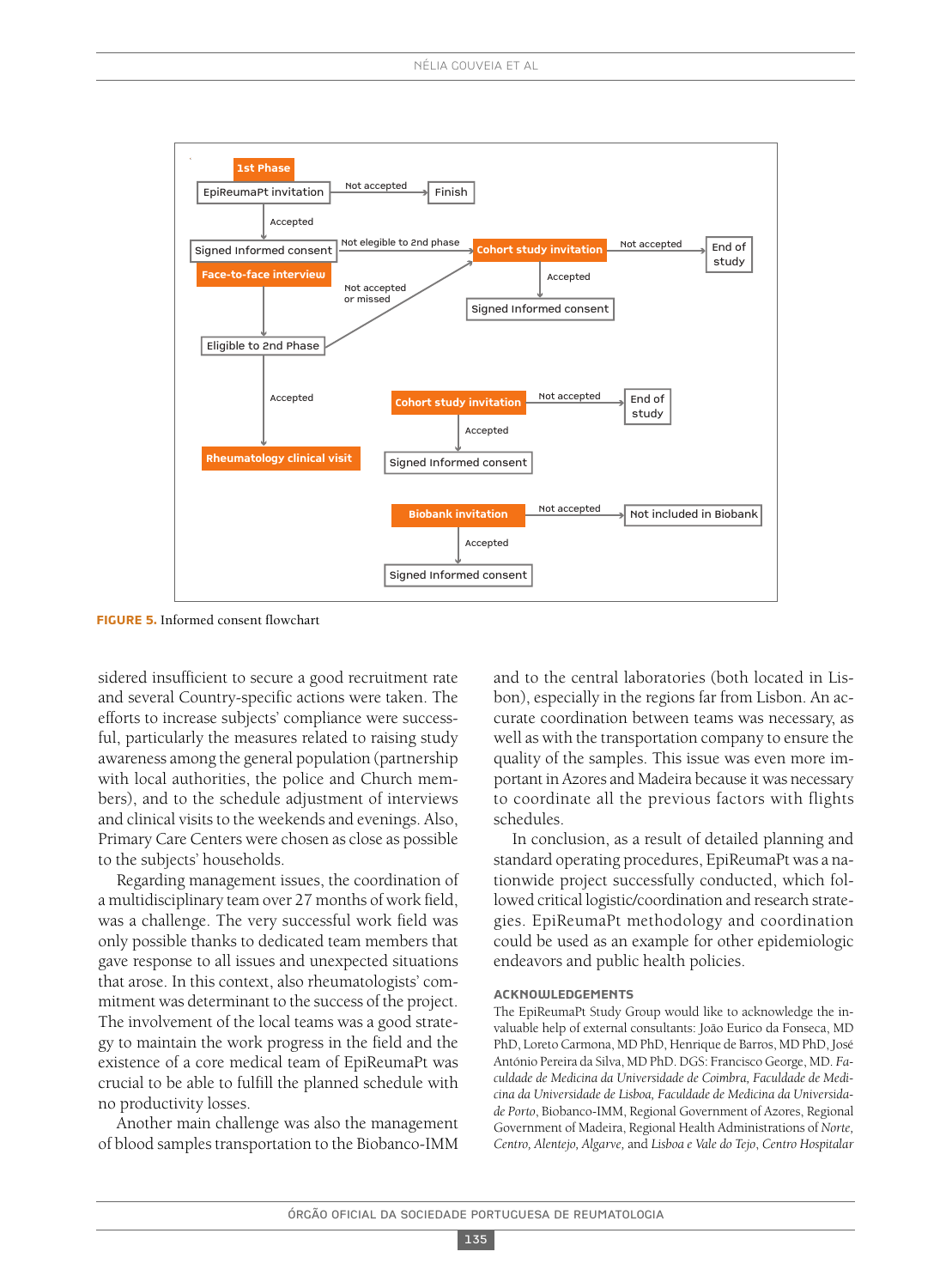1st Phase

EpiReumaPt invitation → Not accepted → Finish

Accepted

Signed Informed consent → Not elegible to 2nd phase → Cohort study invitation → Not accepted → End of study

Face-to-face interview

Not accepted or missed

Accepted → Signed Informed consent

Eligible to 2nd Phase

Accepted

Rheumatology clinical visit

Cohort study invitation → Not accepted → End of study

Accepted → Signed Informed consent

Biobank invitation → Not accepted → Not included in Biobank

Accepted → Signed Informed consent

**FIGURE 5.** Informed consent flowchart

sidered insufficient to secure a good recruitment rate and several Country-specific actions were taken. The efforts to increase subjects' compliance were successful, particularly the measures related to raising study awareness among the general population (partnership with local authorities, the police and Church members), and to the schedule adjustment of interviews and clinical visits to the weekends and evenings. Also, Primary Care Centers were chosen as close as possible to the subjects' households.

Regarding management issues, the coordination of a multidisciplinary team over 27 months of work field, was a challenge. The very successful work field was only possible thanks to dedicated team members that gave response to all issues and unexpected situations that arose. In this context, also rheumatologists' commitment was determinant to the success of the project. The involvement of the local teams was a good strategy to maintain the work progress in the field and the existence of a core medical team of EpiReumaPt was crucial to be able to fulfill the planned schedule with no productivity losses.

Another main challenge was also the management of blood samples transportation to the Biobanco-IMM and to the central laboratories (both located in Lisbon), especially in the regions far from Lisbon. An accurate coordination between teams was necessary, as well as with the transportation company to ensure the quality of the samples. This issue was even more important in Azores and Madeira because it was necessary to coordinate all the previous factors with flights schedules.

In conclusion, as a result of detailed planning and standard operating procedures, EpiReumaPt was a nationwide project successfully conducted, which followed critical logistic/coordination and research strategies. EpiReumaPt methodology and coordination could be used as an example for other epidemiologic endeavors and public health policies.

## ACKNOWLEDGEMENTS

The EpiReumaPt Study Group would like to acknowledge the invaluable help of external consultants: João Eurico da Fonseca, MD PhD, Loreto Carmona, MD PhD, Henrique de Barros, MD PhD, José António Pereira da Silva, MD PhD. DGS: Francisco George, MD. *Faculdade de Medicina da Universidade de Coimbra, Faculdade de Medicina da Universidade de Lisboa, Faculdade de Medicina da Universidade de Porto*, Biobanco-IMM, Regional Government of Azores, Regional Government of Madeira, Regional Health Administrations of *Norte, Centro, Alentejo, Algarve*, and *Lisboa e Vale do Tejo*, *Centro Hospitalar*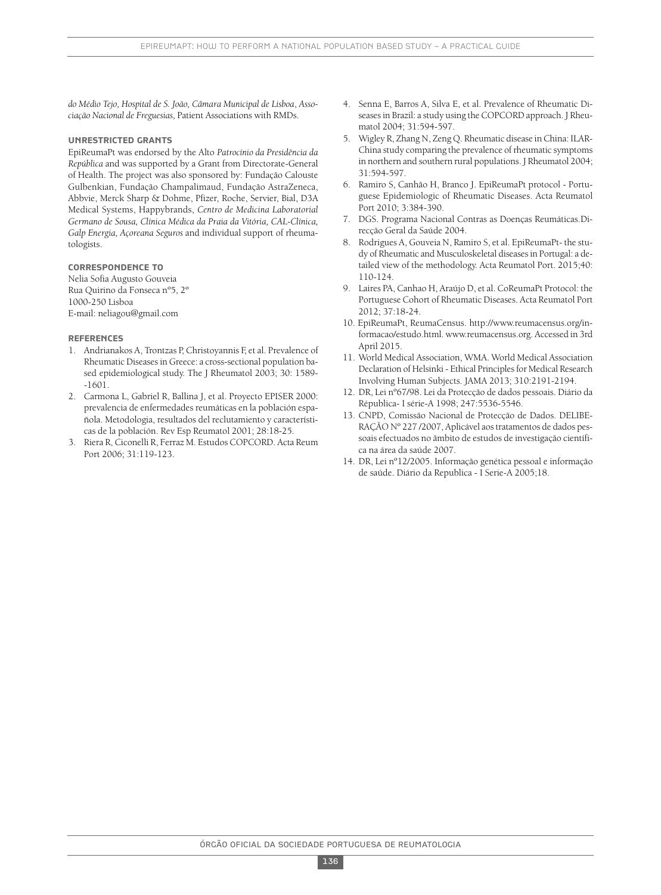*do Médio Tejo, Hospital de S. João, Câmara Municipal de Lisboa, Associação Nacional de Freguesias,* Patient Associations with RMDs.

## UNRESTRICTED GRANTS

EpiReumaPt was endorsed by the Alto *Patrocínio da Presidência da República* and was supported by a Grant from Directorate-General of Health. The project was also sponsored by: Fundação Calouste Gulbenkian, Fundação Champalimaud, Fundação AstraZeneca, Abbvie, Merck Sharp & Dohme, Pfizer, Roche, Servier, Bial, D3A Medical Systems, Happybrands, *Centro de Medicina Laboratorial Germano de Sousa, Clínica Médica da Praia da Vitória, CAL-Clínica, Galp Energia, Açoreana Seguros* and individual support of rheumatologists.

## CORRESPONDENCE TO

Nelia Sofia Augusto Gouveia
Rua Quirino da Fonseca nº5, 2º
1000-250 Lisboa
E-mail: neliagou@gmail.com

## REFERENCES

1. Andrianakos A, Trontzas P, Christoyannis F, et al. Prevalence of Rheumatic Diseases in Greece: a cross-sectional population based epidemiological study. The J Rheumatol 2003; 30: 1589--1601.
2. Carmona L, Gabriel R, Ballina J, et al. Proyecto EPISER 2000: prevalencia de enfermedades reumáticas en la población española. Metodologia, resultados del reclutamiento y características de la población. Rev Esp Reumatol 2001; 28:18-25.
3. Riera R, Ciconelli R, Ferraz M. Estudos COPCORD. Acta Reum Port 2006; 31:119-123.
4. Senna E, Barros A, Silva E, et al. Prevalence of Rheumatic Diseases in Brazil: a study using the COPCORD approach. J Rheumatol 2004; 31:594-597.
5. Wigley R, Zhang N, Zeng Q. Rheumatic disease in China: ILAR-China study comparing the prevalence of rheumatic symptoms in northern and southern rural populations. J Rheumatol 2004; 31:594-597.
6. Ramiro S, Canhão H, Branco J. EpiReumaPt protocol - Portuguese Epidemiologic of Rheumatic Diseases. Acta Reumatol Port 2010; 3:384-390.
7. DGS. Programa Nacional Contras as Doenças Reumáticas.Direcção Geral da Saúde 2004.
8. Rodrigues A, Gouveia N, Ramiro S, et al. EpiReumaPt- the study of Rheumatic and Musculoskeletal diseases in Portugal: a detailed view of the methodology. Acta Reumatol Port. 2015;40: 110-124.
9. Laires PA, Canhao H, Araújo D, et al. CoReumaPt Protocol: the Portuguese Cohort of Rheumatic Diseases. Acta Reumatol Port 2012; 37:18-24.
10. EpiReumaPt, ReumaCensus. http://www.reumacensus.org/informacao/estudo.html. www.reumacensus.org. Accessed in 3rd April 2015.
11. World Medical Association, WMA. World Medical Association Declaration of Helsinki - Ethical Principles for Medical Research Involving Human Subjects. JAMA 2013; 310:2191-2194.
12. DR, Lei nº67/98. Lei da Protecção de dados pessoais. Diário da Républica- I série-A 1998; 247:5536-5546.
13. CNPD, Comissão Nacional de Protecção de Dados. DELIBERAÇÃO Nº 227 /2007, Aplicável aos tratamentos de dados pessoais efectuados no âmbito de estudos de investigação científica na área da saúde 2007.
14. DR, Lei nº12/2005. Informação genética pessoal e informação de saúde. Diário da Republica - I Serie-A 2005;18.